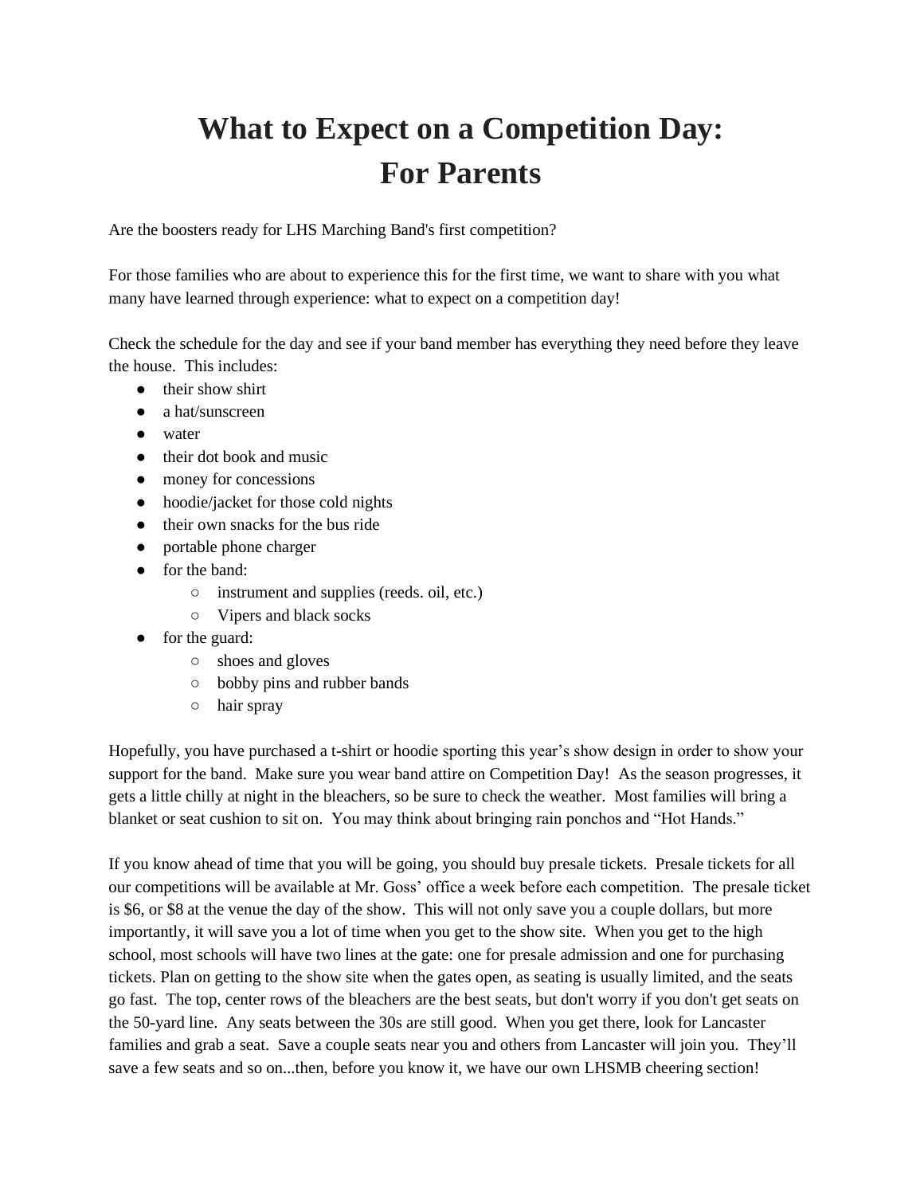# What to Expect on a Competition Day: For Parents

Are the boosters ready for LHS Marching Band's first competition?

For those families who are about to experience this for the first time, we want to share with you what many have learned through experience: what to expect on a competition day!

Check the schedule for the day and see if your band member has everything they need before they leave the house. This includes:

- their show shirt
- a hat/sunscreen
- water
- their dot book and music
- money for concessions
- hoodie/jacket for those cold nights
- their own snacks for the bus ride
- portable phone charger
- for the band:
  - instrument and supplies (reeds. oil, etc.)
  - Vipers and black socks
- for the guard:
  - shoes and gloves
  - bobby pins and rubber bands
  - hair spray

Hopefully, you have purchased a t-shirt or hoodie sporting this year's show design in order to show your support for the band. Make sure you wear band attire on Competition Day! As the season progresses, it gets a little chilly at night in the bleachers, so be sure to check the weather. Most families will bring a blanket or seat cushion to sit on. You may think about bringing rain ponchos and "Hot Hands."

If you know ahead of time that you will be going, you should buy presale tickets. Presale tickets for all our competitions will be available at Mr. Goss' office a week before each competition. The presale ticket is $6, or $8 at the venue the day of the show. This will not only save you a couple dollars, but more importantly, it will save you a lot of time when you get to the show site. When you get to the high school, most schools will have two lines at the gate: one for presale admission and one for purchasing tickets. Plan on getting to the show site when the gates open, as seating is usually limited, and the seats go fast. The top, center rows of the bleachers are the best seats, but don't worry if you don't get seats on the 50-yard line. Any seats between the 30s are still good. When you get there, look for Lancaster families and grab a seat. Save a couple seats near you and others from Lancaster will join you. They'll save a few seats and so on...then, before you know it, we have our own LHSMB cheering section!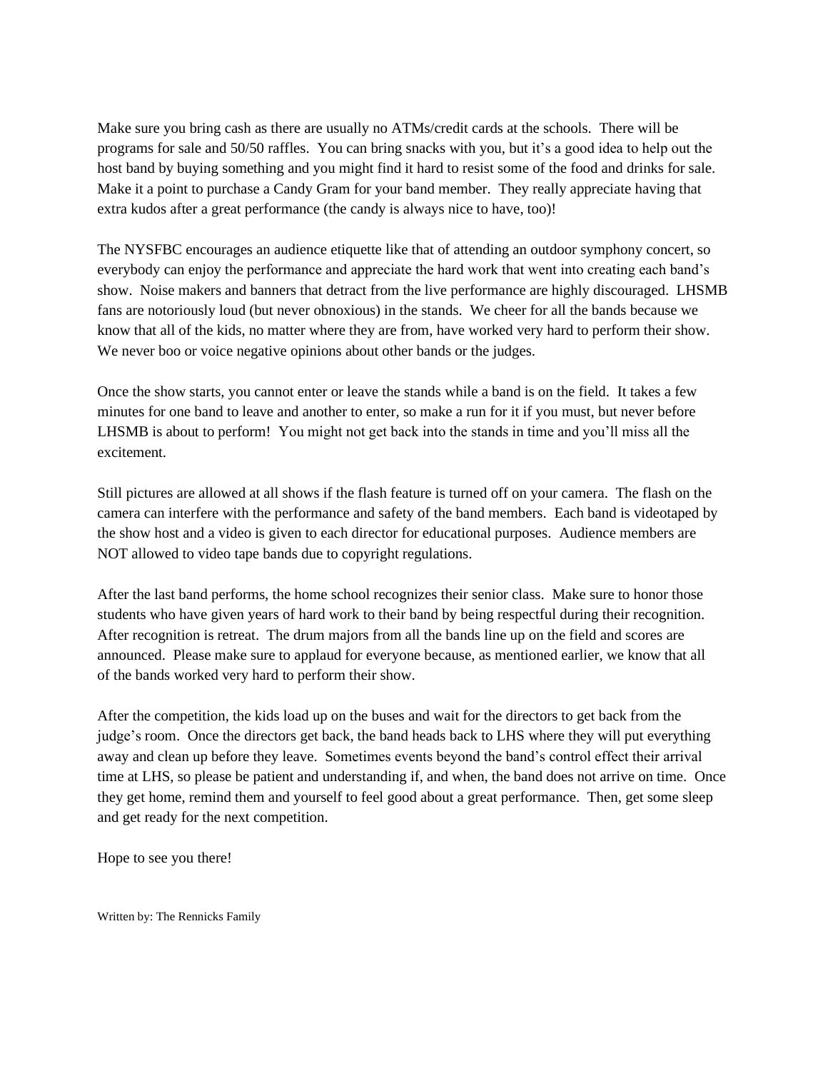Make sure you bring cash as there are usually no ATMs/credit cards at the schools. There will be programs for sale and 50/50 raffles. You can bring snacks with you, but it's a good idea to help out the host band by buying something and you might find it hard to resist some of the food and drinks for sale. Make it a point to purchase a Candy Gram for your band member. They really appreciate having that extra kudos after a great performance (the candy is always nice to have, too)!

The NYSFBC encourages an audience etiquette like that of attending an outdoor symphony concert, so everybody can enjoy the performance and appreciate the hard work that went into creating each band's show. Noise makers and banners that detract from the live performance are highly discouraged. LHSMB fans are notoriously loud (but never obnoxious) in the stands. We cheer for all the bands because we know that all of the kids, no matter where they are from, have worked very hard to perform their show. We never boo or voice negative opinions about other bands or the judges.

Once the show starts, you cannot enter or leave the stands while a band is on the field. It takes a few minutes for one band to leave and another to enter, so make a run for it if you must, but never before LHSMB is about to perform! You might not get back into the stands in time and you'll miss all the excitement.

Still pictures are allowed at all shows if the flash feature is turned off on your camera. The flash on the camera can interfere with the performance and safety of the band members. Each band is videotaped by the show host and a video is given to each director for educational purposes. Audience members are NOT allowed to video tape bands due to copyright regulations.

After the last band performs, the home school recognizes their senior class. Make sure to honor those students who have given years of hard work to their band by being respectful during their recognition. After recognition is retreat. The drum majors from all the bands line up on the field and scores are announced. Please make sure to applaud for everyone because, as mentioned earlier, we know that all of the bands worked very hard to perform their show.

After the competition, the kids load up on the buses and wait for the directors to get back from the judge's room. Once the directors get back, the band heads back to LHS where they will put everything away and clean up before they leave. Sometimes events beyond the band's control effect their arrival time at LHS, so please be patient and understanding if, and when, the band does not arrive on time. Once they get home, remind them and yourself to feel good about a great performance. Then, get some sleep and get ready for the next competition.

Hope to see you there!

Written by: The Rennicks Family